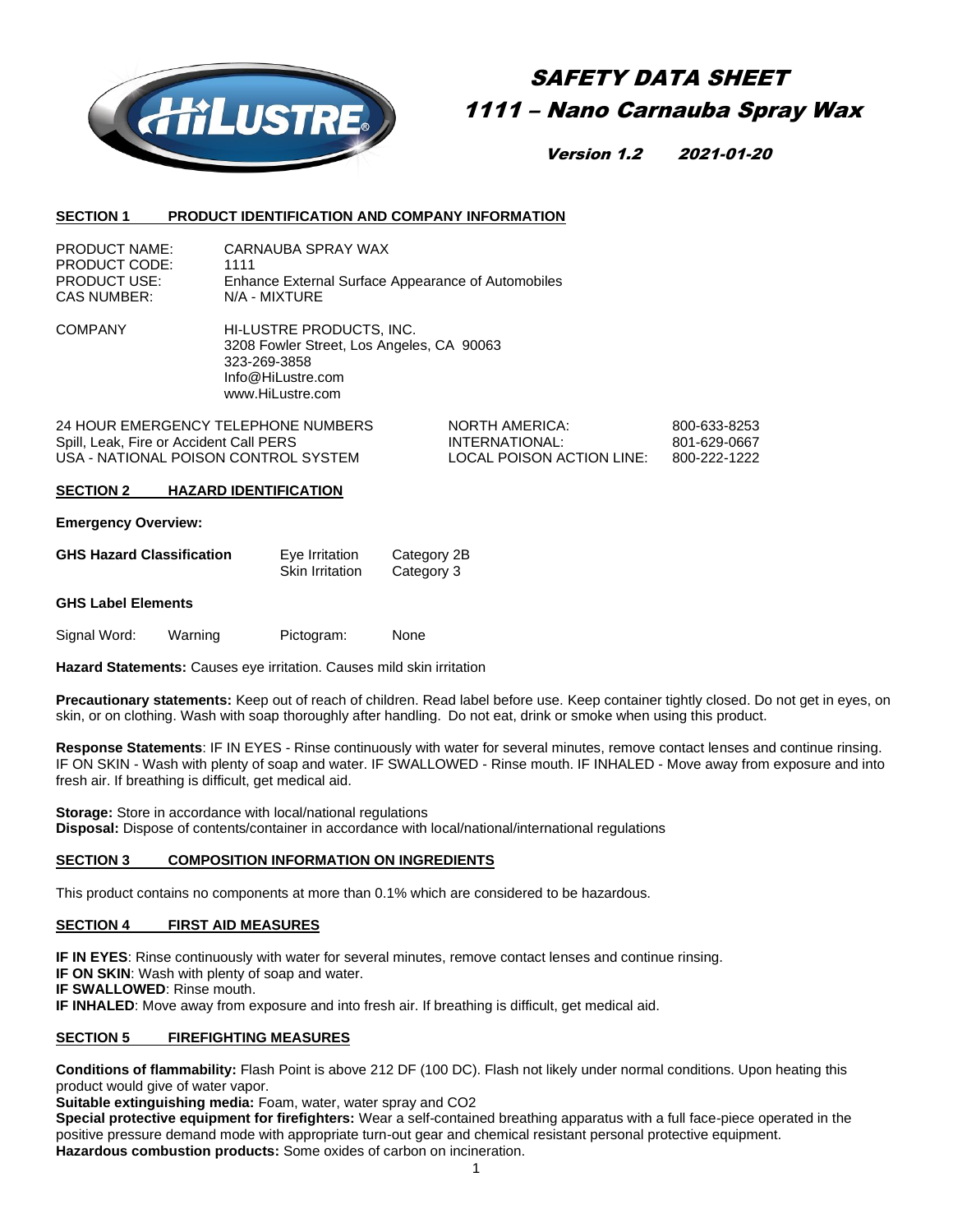# SAFETY DATA SHEET
# 1111 – Nano Carnauba Spray Wax

***Version 1.2 2021-01-20***

## SECTION 1 PRODUCT IDENTIFICATION AND COMPANY INFORMATION

PRODUCT NAME: CARNAUBA SPRAY WAX
PRODUCT CODE: 1111
PRODUCT USE: Enhance External Surface Appearance of Automobiles
CAS NUMBER: N/A - MIXTURE

COMPANY: HI-LUSTRE PRODUCTS, INC.
3208 Fowler Street, Los Angeles, CA 90063
323-269-3858
Info@HiLustre.com
www.HiLustre.com

| 24 HOUR EMERGENCY TELEPHONE NUMBERS | NORTH AMERICA: | 800-633-8253 |
|---|---|---|
| Spill, Leak, Fire or Accident Call PERS | INTERNATIONAL: | 801-629-0667 |
| USA - NATIONAL POISON CONTROL SYSTEM | LOCAL POISON ACTION LINE: | 800-222-1222 |

## SECTION 2 HAZARD IDENTIFICATION

**Emergency Overview:**

**GHS Hazard Classification** Eye Irritation Category 2B
Skin Irritation Category 3

**GHS Label Elements**

Signal Word: Warning Pictogram: None

**Hazard Statements:** Causes eye irritation. Causes mild skin irritation

**Precautionary statements:** Keep out of reach of children. Read label before use. Keep container tightly closed. Do not get in eyes, on skin, or on clothing. Wash with soap thoroughly after handling. Do not eat, drink or smoke when using this product.

**Response Statements**: IF IN EYES - Rinse continuously with water for several minutes, remove contact lenses and continue rinsing. IF ON SKIN - Wash with plenty of soap and water. IF SWALLOWED - Rinse mouth. IF INHALED - Move away from exposure and into fresh air. If breathing is difficult, get medical aid.

**Storage:** Store in accordance with local/national regulations
**Disposal:** Dispose of contents/container in accordance with local/national/international regulations

## SECTION 3 COMPOSITION INFORMATION ON INGREDIENTS

This product contains no components at more than 0.1% which are considered to be hazardous.

## SECTION 4 FIRST AID MEASURES

**IF IN EYES**: Rinse continuously with water for several minutes, remove contact lenses and continue rinsing.
**IF ON SKIN**: Wash with plenty of soap and water.
**IF SWALLOWED**: Rinse mouth.
**IF INHALED**: Move away from exposure and into fresh air. If breathing is difficult, get medical aid.

## SECTION 5 FIREFIGHTING MEASURES

**Conditions of flammability:** Flash Point is above 212 DF (100 DC). Flash not likely under normal conditions. Upon heating this product would give of water vapor.
**Suitable extinguishing media:** Foam, water, water spray and $CO_2$
**Special protective equipment for firefighters:** Wear a self-contained breathing apparatus with a full face-piece operated in the positive pressure demand mode with appropriate turn-out gear and chemical resistant personal protective equipment.
**Hazardous combustion products:** Some oxides of carbon on incineration.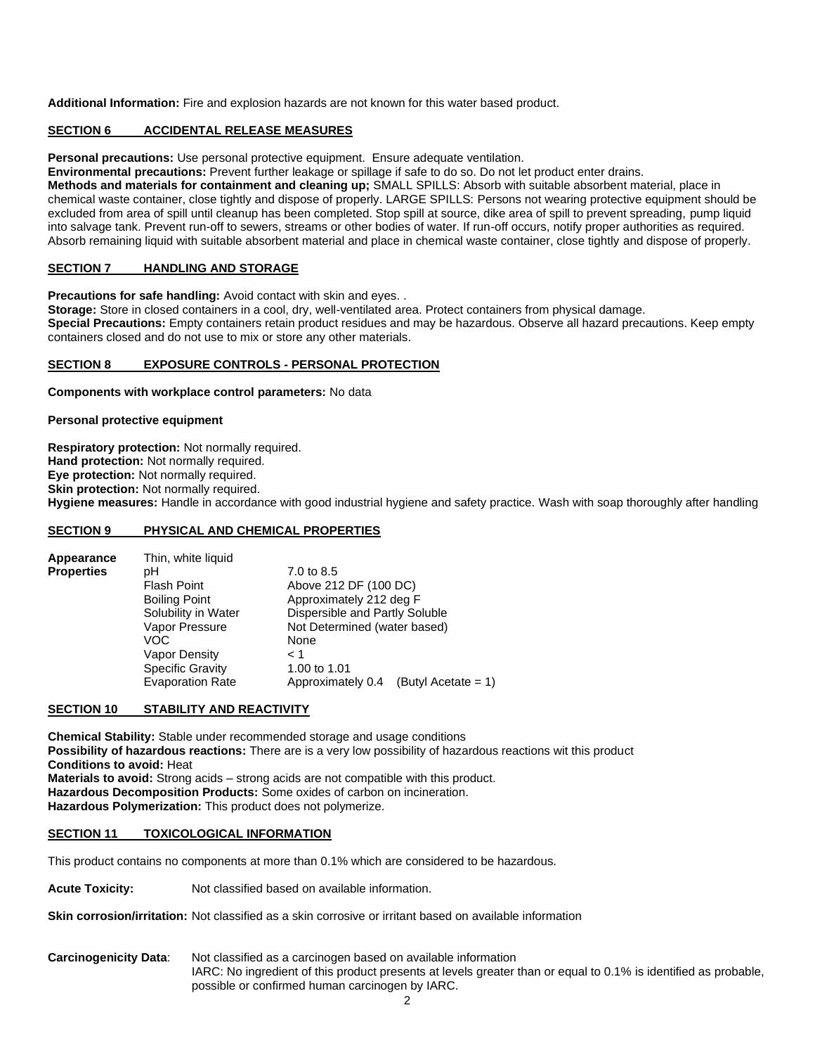**Additional Information:** Fire and explosion hazards are not known for this water based product.

## SECTION 6 ACCIDENTAL RELEASE MEASURES

**Personal precautions:** Use personal protective equipment. Ensure adequate ventilation.
**Environmental precautions:** Prevent further leakage or spillage if safe to do so. Do not let product enter drains.
**Methods and materials for containment and cleaning up;** SMALL SPILLS: Absorb with suitable absorbent material, place in chemical waste container, close tightly and dispose of properly. LARGE SPILLS: Persons not wearing protective equipment should be excluded from area of spill until cleanup has been completed. Stop spill at source, dike area of spill to prevent spreading, pump liquid into salvage tank. Prevent run-off to sewers, streams or other bodies of water. If run-off occurs, notify proper authorities as required. Absorb remaining liquid with suitable absorbent material and place in chemical waste container, close tightly and dispose of properly.

## SECTION 7 HANDLING AND STORAGE

**Precautions for safe handling:** Avoid contact with skin and eyes. .
**Storage:** Store in closed containers in a cool, dry, well-ventilated area. Protect containers from physical damage.
**Special Precautions:** Empty containers retain product residues and may be hazardous. Observe all hazard precautions. Keep empty containers closed and do not use to mix or store any other materials.

## SECTION 8 EXPOSURE CONTROLS - PERSONAL PROTECTION

**Components with workplace control parameters:** No data

**Personal protective equipment**

**Respiratory protection:** Not normally required.
**Hand protection:** Not normally required.
**Eye protection:** Not normally required.
**Skin protection:** Not normally required.
**Hygiene measures:** Handle in accordance with good industrial hygiene and safety practice. Wash with soap thoroughly after handling

## SECTION 9 PHYSICAL AND CHEMICAL PROPERTIES

| | | |
|---|---|---|
| **Appearance** | Thin, white liquid | |
| **Properties** | pH | 7.0 to 8.5 |
| | Flash Point | Above 212 DF (100 DC) |
| | Boiling Point | Approximately 212 deg F |
| | Solubility in Water | Dispersible and Partly Soluble |
| | Vapor Pressure | Not Determined (water based) |
| | VOC | None |
| | Vapor Density | < 1 |
| | Specific Gravity | 1.00 to 1.01 |
| | Evaporation Rate | Approximately 0.4 (Butyl Acetate = 1) |

## SECTION 10 STABILITY AND REACTIVITY

**Chemical Stability:** Stable under recommended storage and usage conditions
**Possibility of hazardous reactions:** There are is a very low possibility of hazardous reactions wit this product
**Conditions to avoid:** Heat
**Materials to avoid:** Strong acids – strong acids are not compatible with this product.
**Hazardous Decomposition Products:** Some oxides of carbon on incineration.
**Hazardous Polymerization:** This product does not polymerize.

## SECTION 11 TOXICOLOGICAL INFORMATION

This product contains no components at more than 0.1% which are considered to be hazardous.

**Acute Toxicity:** Not classified based on available information.

**Skin corrosion/irritation:** Not classified as a skin corrosive or irritant based on available information

**Carcinogenicity Data**: Not classified as a carcinogen based on available information
IARC: No ingredient of this product presents at levels greater than or equal to 0.1% is identified as probable, possible or confirmed human carcinogen by IARC.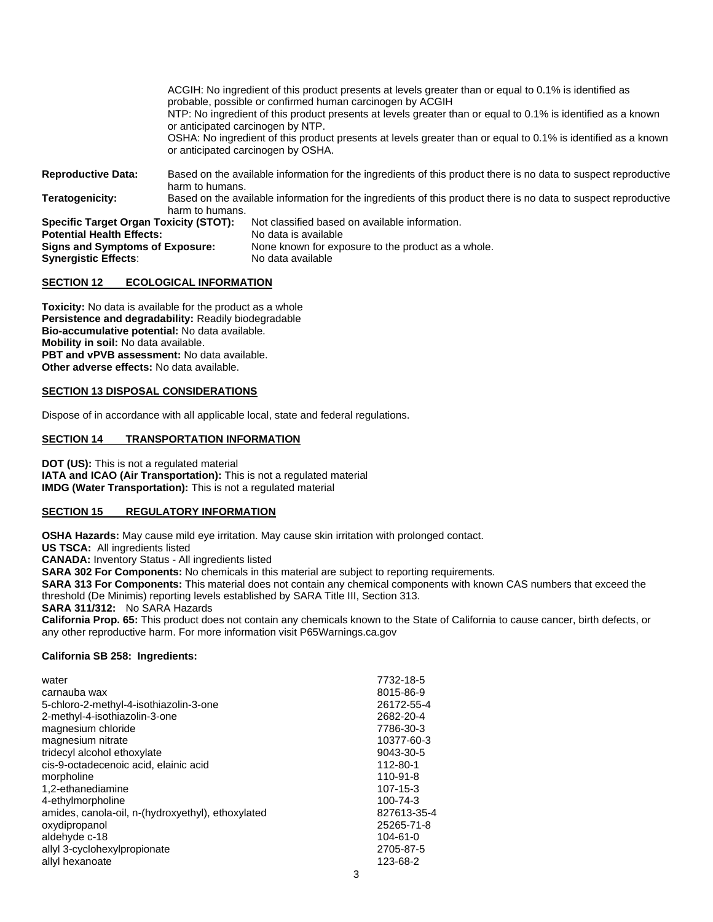ACGIH: No ingredient of this product presents at levels greater than or equal to 0.1% is identified as probable, possible or confirmed human carcinogen by ACGIH
NTP: No ingredient of this product presents at levels greater than or equal to 0.1% is identified as a known or anticipated carcinogen by NTP.
OSHA: No ingredient of this product presents at levels greater than or equal to 0.1% is identified as a known or anticipated carcinogen by OSHA.

**Reproductive Data:** Based on the available information for the ingredients of this product there is no data to suspect reproductive harm to humans.

**Teratogenicity:** Based on the available information for the ingredients of this product there is no data to suspect reproductive harm to humans.

**Specific Target Organ Toxicity (STOT):** Not classified based on available information.
**Potential Health Effects:** No data is available
**Signs and Symptoms of Exposure:** None known for exposure to the product as a whole.
**Synergistic Effects**: No data available

## SECTION 12 ECOLOGICAL INFORMATION

**Toxicity:** No data is available for the product as a whole
**Persistence and degradability:** Readily biodegradable
**Bio-accumulative potential:** No data available.
**Mobility in soil:** No data available.
**PBT and vPVB assessment:** No data available.
**Other adverse effects:** No data available.

## SECTION 13 DISPOSAL CONSIDERATIONS

Dispose of in accordance with all applicable local, state and federal regulations.

## SECTION 14 TRANSPORTATION INFORMATION

**DOT (US):** This is not a regulated material
**IATA and ICAO (Air Transportation):** This is not a regulated material
**IMDG (Water Transportation):** This is not a regulated material

## SECTION 15 REGULATORY INFORMATION

**OSHA Hazards:** May cause mild eye irritation. May cause skin irritation with prolonged contact.
**US TSCA:** All ingredients listed
**CANADA:** Inventory Status - All ingredients listed
**SARA 302 For Components:** No chemicals in this material are subject to reporting requirements.
**SARA 313 For Components:** This material does not contain any chemical components with known CAS numbers that exceed the threshold (De Minimis) reporting levels established by SARA Title III, Section 313.
**SARA 311/312:** No SARA Hazards
**California Prop. 65:** This product does not contain any chemicals known to the State of California to cause cancer, birth defects, or any other reproductive harm. For more information visit P65Warnings.ca.gov

**California SB 258: Ingredients:**

| | |
|---|---|
| water | 7732-18-5 |
| carnauba wax | 8015-86-9 |
| 5-chloro-2-methyl-4-isothiazolin-3-one | 26172-55-4 |
| 2-methyl-4-isothiazolin-3-one | 2682-20-4 |
| magnesium chloride | 7786-30-3 |
| magnesium nitrate | 10377-60-3 |
| tridecyl alcohol ethoxylate | 9043-30-5 |
| cis-9-octadecenoic acid, elainic acid | 112-80-1 |
| morpholine | 110-91-8 |
| 1,2-ethanediamine | 107-15-3 |
| 4-ethylmorpholine | 100-74-3 |
| amides, canola-oil, n-(hydroxyethyl), ethoxylated | 827613-35-4 |
| oxydipropanol | 25265-71-8 |
| aldehyde c-18 | 104-61-0 |
| allyl 3-cyclohexylpropionate | 2705-87-5 |
| allyl hexanoate | 123-68-2 |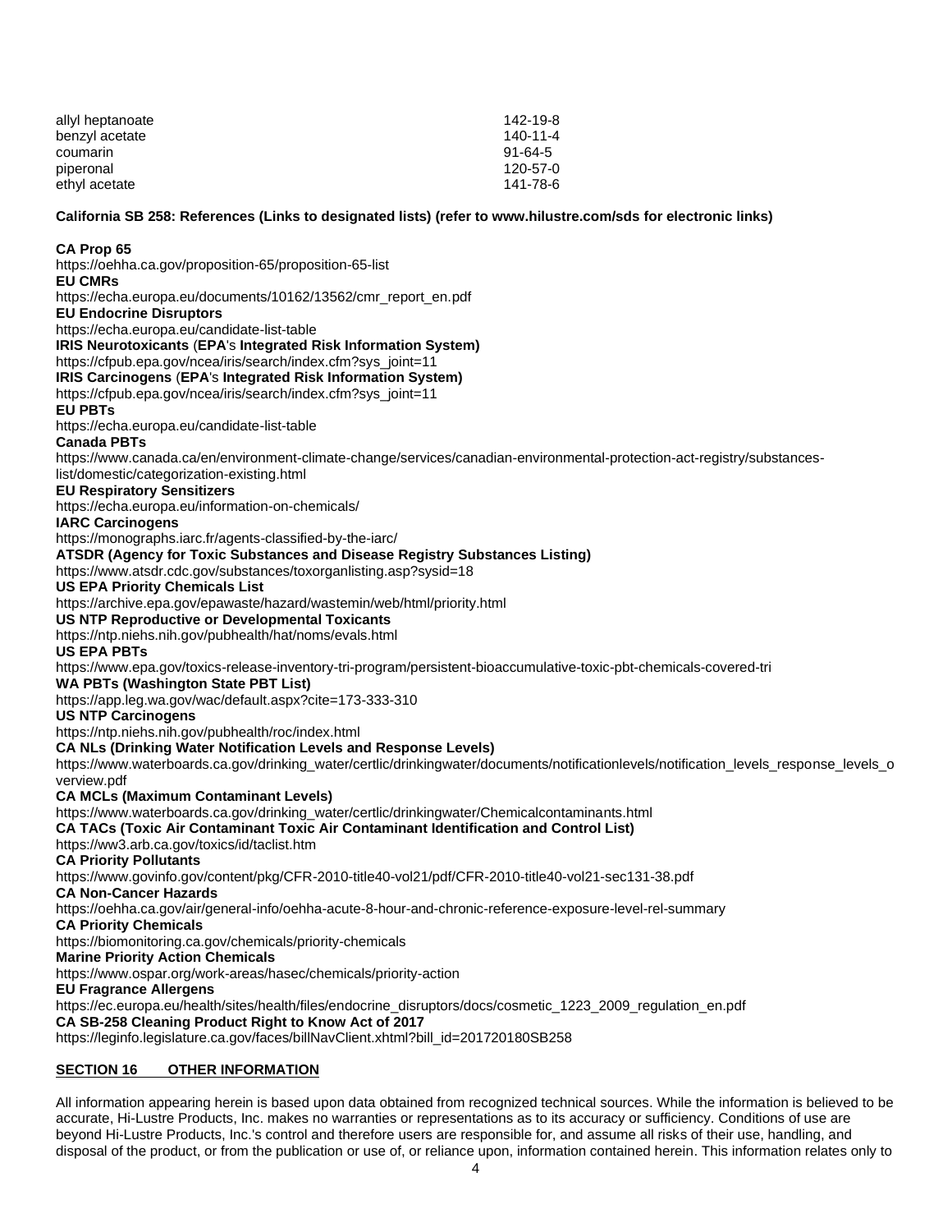| | |
|---|---|
| allyl heptanoate | 142-19-8 |
| benzyl acetate | 140-11-4 |
| coumarin | 91-64-5 |
| piperonal | 120-57-0 |
| ethyl acetate | 141-78-6 |

**California SB 258: References (Links to designated lists) (refer to www.hilustre.com/sds for electronic links)**

**CA Prop 65**
https://oehha.ca.gov/proposition-65/proposition-65-list
**EU CMRs**
https://echa.europa.eu/documents/10162/13562/cmr_report_en.pdf
**EU Endocrine Disruptors**
https://echa.europa.eu/candidate-list-table
**IRIS Neurotoxicants (EPA's Integrated Risk Information System)**
https://cfpub.epa.gov/ncea/iris/search/index.cfm?sys_joint=11
**IRIS Carcinogens (EPA's Integrated Risk Information System)**
https://cfpub.epa.gov/ncea/iris/search/index.cfm?sys_joint=11
**EU PBTs**
https://echa.europa.eu/candidate-list-table
**Canada PBTs**
https://www.canada.ca/en/environment-climate-change/services/canadian-environmental-protection-act-registry/substances-list/domestic/categorization-existing.html
**EU Respiratory Sensitizers**
https://echa.europa.eu/information-on-chemicals/
**IARC Carcinogens**
https://monographs.iarc.fr/agents-classified-by-the-iarc/
**ATSDR (Agency for Toxic Substances and Disease Registry Substances Listing)**
https://www.atsdr.cdc.gov/substances/toxorganlisting.asp?sysid=18
**US EPA Priority Chemicals List**
https://archive.epa.gov/epawaste/hazard/wastemin/web/html/priority.html
**US NTP Reproductive or Developmental Toxicants**
https://ntp.niehs.nih.gov/pubhealth/hat/noms/evals.html
**US EPA PBTs**
https://www.epa.gov/toxics-release-inventory-tri-program/persistent-bioaccumulative-toxic-pbt-chemicals-covered-tri
**WA PBTs (Washington State PBT List)**
https://app.leg.wa.gov/wac/default.aspx?cite=173-333-310
**US NTP Carcinogens**
https://ntp.niehs.nih.gov/pubhealth/roc/index.html
**CA NLs (Drinking Water Notification Levels and Response Levels)**
https://www.waterboards.ca.gov/drinking_water/certlic/drinkingwater/documents/notificationlevels/notification_levels_response_levels_overview.pdf
**CA MCLs (Maximum Contaminant Levels)**
https://www.waterboards.ca.gov/drinking_water/certlic/drinkingwater/Chemicalcontaminants.html
**CA TACs (Toxic Air Contaminant Toxic Air Contaminant Identification and Control List)**
https://ww3.arb.ca.gov/toxics/id/taclist.htm
**CA Priority Pollutants**
https://www.govinfo.gov/content/pkg/CFR-2010-title40-vol21/pdf/CFR-2010-title40-vol21-sec131-38.pdf
**CA Non-Cancer Hazards**
https://oehha.ca.gov/air/general-info/oehha-acute-8-hour-and-chronic-reference-exposure-level-rel-summary
**CA Priority Chemicals**
https://biomonitoring.ca.gov/chemicals/priority-chemicals
**Marine Priority Action Chemicals**
https://www.ospar.org/work-areas/hasec/chemicals/priority-action
**EU Fragrance Allergens**
https://ec.europa.eu/health/sites/health/files/endocrine_disruptors/docs/cosmetic_1223_2009_regulation_en.pdf
**CA SB-258 Cleaning Product Right to Know Act of 2017**
https://leginfo.legislature.ca.gov/faces/billNavClient.xhtml?bill_id=201720180SB258

## SECTION 16 OTHER INFORMATION

All information appearing herein is based upon data obtained from recognized technical sources. While the information is believed to be accurate, Hi-Lustre Products, Inc. makes no warranties or representations as to its accuracy or sufficiency. Conditions of use are beyond Hi-Lustre Products, Inc.'s control and therefore users are responsible for, and assume all risks of their use, handling, and disposal of the product, or from the publication or use of, or reliance upon, information contained herein. This information relates only to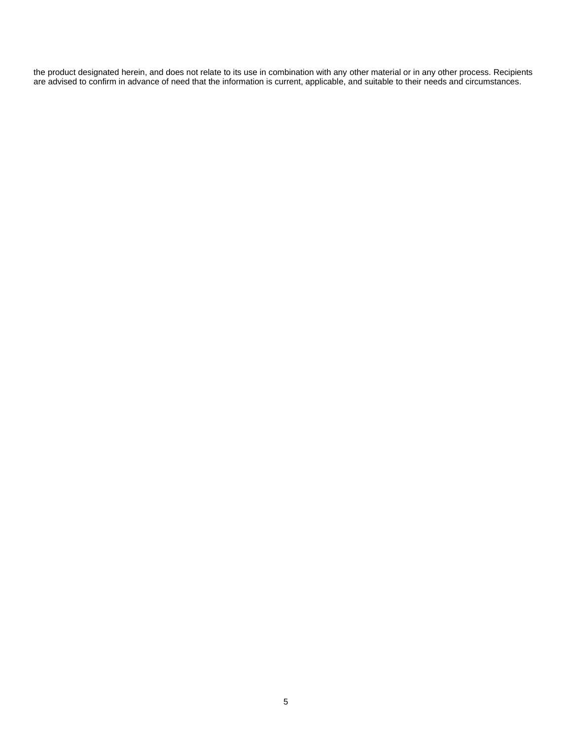the product designated herein, and does not relate to its use in combination with any other material or in any other process. Recipients are advised to confirm in advance of need that the information is current, applicable, and suitable to their needs and circumstances.